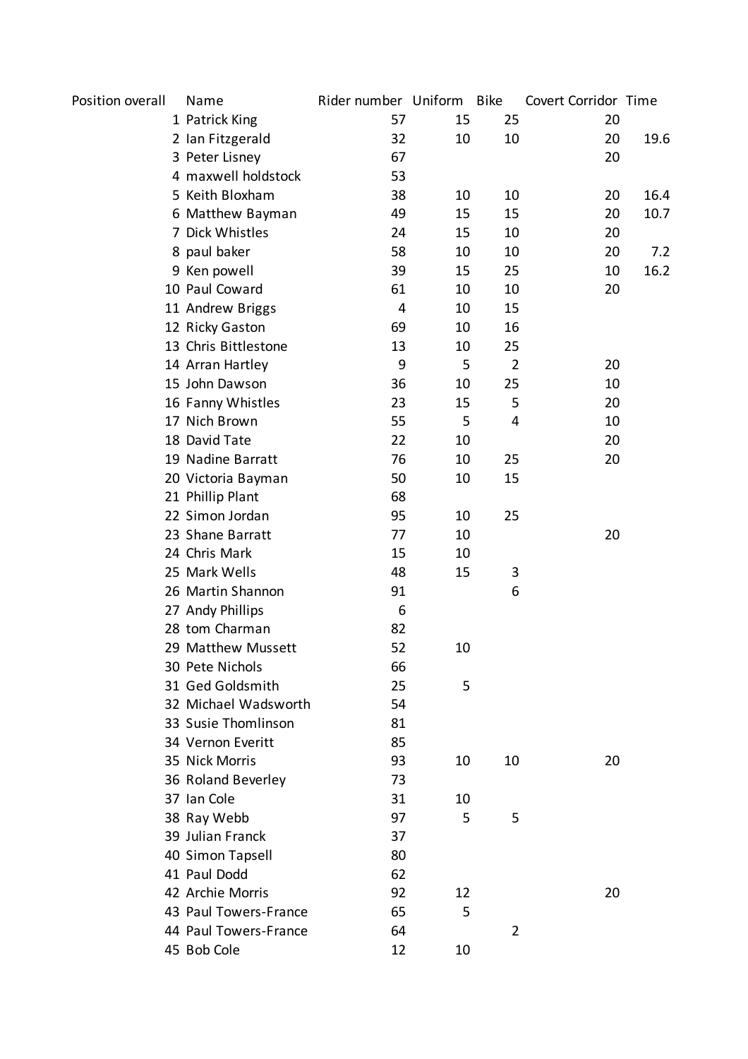| Position overall | Name | Rider number | Uniform | Bike | Covert Corridor | Time |
|---|---|---|---|---|---|---|
| 1 | Patrick King | 57 | 15 | 25 | 20 | |
| 2 | Ian Fitzgerald | 32 | 10 | 10 | 20 | 19.6 |
| 3 | Peter Lisney | 67 | | | 20 | |
| 4 | maxwell holdstock | 53 | | | | |
| 5 | Keith Bloxham | 38 | 10 | 10 | 20 | 16.4 |
| 6 | Matthew Bayman | 49 | 15 | 15 | 20 | 10.7 |
| 7 | Dick Whistles | 24 | 15 | 10 | 20 | |
| 8 | paul baker | 58 | 10 | 10 | 20 | 7.2 |
| 9 | Ken powell | 39 | 15 | 25 | 10 | 16.2 |
| 10 | Paul Coward | 61 | 10 | 10 | 20 | |
| 11 | Andrew Briggs | 4 | 10 | 15 | | |
| 12 | Ricky Gaston | 69 | 10 | 16 | | |
| 13 | Chris Bittlestone | 13 | 10 | 25 | | |
| 14 | Arran Hartley | 9 | 5 | 2 | 20 | |
| 15 | John Dawson | 36 | 10 | 25 | 10 | |
| 16 | Fanny Whistles | 23 | 15 | 5 | 20 | |
| 17 | Nich Brown | 55 | 5 | 4 | 10 | |
| 18 | David Tate | 22 | 10 | | 20 | |
| 19 | Nadine Barratt | 76 | 10 | 25 | 20 | |
| 20 | Victoria Bayman | 50 | 10 | 15 | | |
| 21 | Phillip Plant | 68 | | | | |
| 22 | Simon Jordan | 95 | 10 | 25 | | |
| 23 | Shane Barratt | 77 | 10 | | 20 | |
| 24 | Chris Mark | 15 | 10 | | | |
| 25 | Mark Wells | 48 | 15 | 3 | | |
| 26 | Martin Shannon | 91 | | 6 | | |
| 27 | Andy Phillips | 6 | | | | |
| 28 | tom Charman | 82 | | | | |
| 29 | Matthew Mussett | 52 | 10 | | | |
| 30 | Pete Nichols | 66 | | | | |
| 31 | Ged Goldsmith | 25 | 5 | | | |
| 32 | Michael Wadsworth | 54 | | | | |
| 33 | Susie Thomlinson | 81 | | | | |
| 34 | Vernon Everitt | 85 | | | | |
| 35 | Nick Morris | 93 | 10 | 10 | 20 | |
| 36 | Roland Beverley | 73 | | | | |
| 37 | Ian Cole | 31 | 10 | | | |
| 38 | Ray Webb | 97 | 5 | 5 | | |
| 39 | Julian Franck | 37 | | | | |
| 40 | Simon Tapsell | 80 | | | | |
| 41 | Paul Dodd | 62 | | | | |
| 42 | Archie Morris | 92 | 12 | | 20 | |
| 43 | Paul Towers-France | 65 | 5 | | | |
| 44 | Paul Towers-France | 64 | | 2 | | |
| 45 | Bob Cole | 12 | 10 | | | |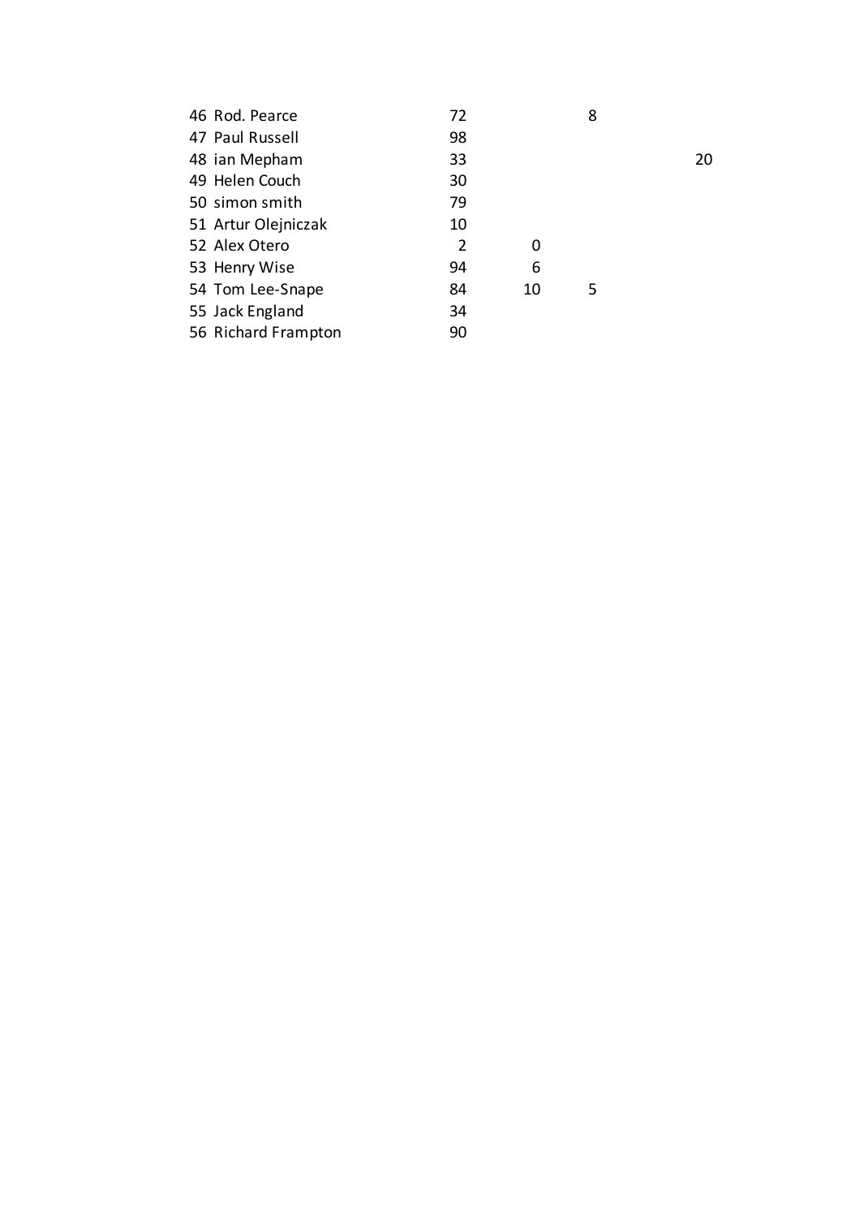| | | | | | |
|---|---|---|---|---|---|
| 46 | Rod. Pearce | 72 | | 8 | |
| 47 | Paul Russell | 98 | | | |
| 48 | ian Mepham | 33 | | | 20 |
| 49 | Helen Couch | 30 | | | |
| 50 | simon smith | 79 | | | |
| 51 | Artur Olejniczak | 10 | | | |
| 52 | Alex Otero | 2 | 0 | | |
| 53 | Henry Wise | 94 | 6 | | |
| 54 | Tom Lee-Snape | 84 | 10 | 5 | |
| 55 | Jack England | 34 | | | |
| 56 | Richard Frampton | 90 | | | |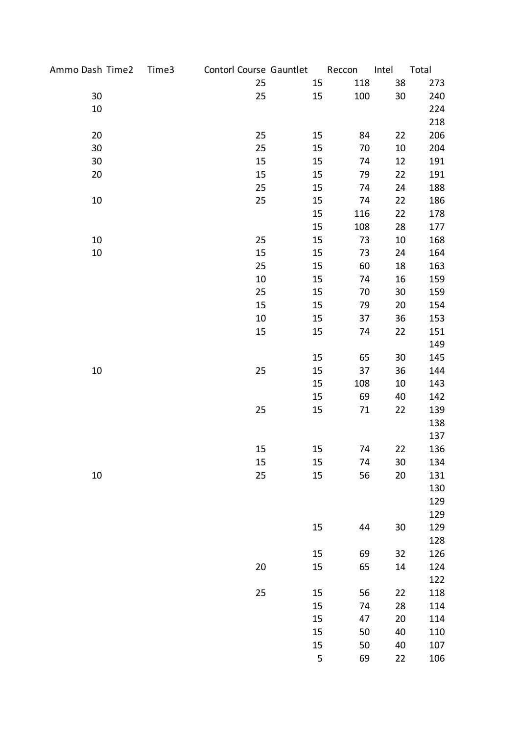| Ammo Dash | Time2 | Time3 | Contorl Course | Gauntlet | Reccon | Intel | Total |
|---|---|---|---|---|---|---|---|
| | | | 25 | 15 | 118 | 38 | 273 |
| 30 | | | 25 | 15 | 100 | 30 | 240 |
| 10 | | | | | | | 224 |
| | | | | | | | 218 |
| 20 | | | 25 | 15 | 84 | 22 | 206 |
| 30 | | | 25 | 15 | 70 | 10 | 204 |
| 30 | | | 15 | 15 | 74 | 12 | 191 |
| 20 | | | 15 | 15 | 79 | 22 | 191 |
| | | | 25 | 15 | 74 | 24 | 188 |
| 10 | | | 25 | 15 | 74 | 22 | 186 |
| | | | | 15 | 116 | 22 | 178 |
| | | | | 15 | 108 | 28 | 177 |
| 10 | | | 25 | 15 | 73 | 10 | 168 |
| 10 | | | 15 | 15 | 73 | 24 | 164 |
| | | | 25 | 15 | 60 | 18 | 163 |
| | | | 10 | 15 | 74 | 16 | 159 |
| | | | 25 | 15 | 70 | 30 | 159 |
| | | | 15 | 15 | 79 | 20 | 154 |
| | | | 10 | 15 | 37 | 36 | 153 |
| | | | 15 | 15 | 74 | 22 | 151 |
| | | | | | | | 149 |
| | | | | 15 | 65 | 30 | 145 |
| 10 | | | 25 | 15 | 37 | 36 | 144 |
| | | | | 15 | 108 | 10 | 143 |
| | | | | 15 | 69 | 40 | 142 |
| | | | 25 | 15 | 71 | 22 | 139 |
| | | | | | | | 138 |
| | | | | | | | 137 |
| | | | 15 | 15 | 74 | 22 | 136 |
| | | | 15 | 15 | 74 | 30 | 134 |
| 10 | | | 25 | 15 | 56 | 20 | 131 |
| | | | | | | | 130 |
| | | | | | | | 129 |
| | | | | | | | 129 |
| | | | | 15 | 44 | 30 | 129 |
| | | | | | | | 128 |
| | | | | 15 | 69 | 32 | 126 |
| | | | 20 | 15 | 65 | 14 | 124 |
| | | | | | | | 122 |
| | | | 25 | 15 | 56 | 22 | 118 |
| | | | | 15 | 74 | 28 | 114 |
| | | | | 15 | 47 | 20 | 114 |
| | | | | 15 | 50 | 40 | 110 |
| | | | | 15 | 50 | 40 | 107 |
| | | | | 5 | 69 | 22 | 106 |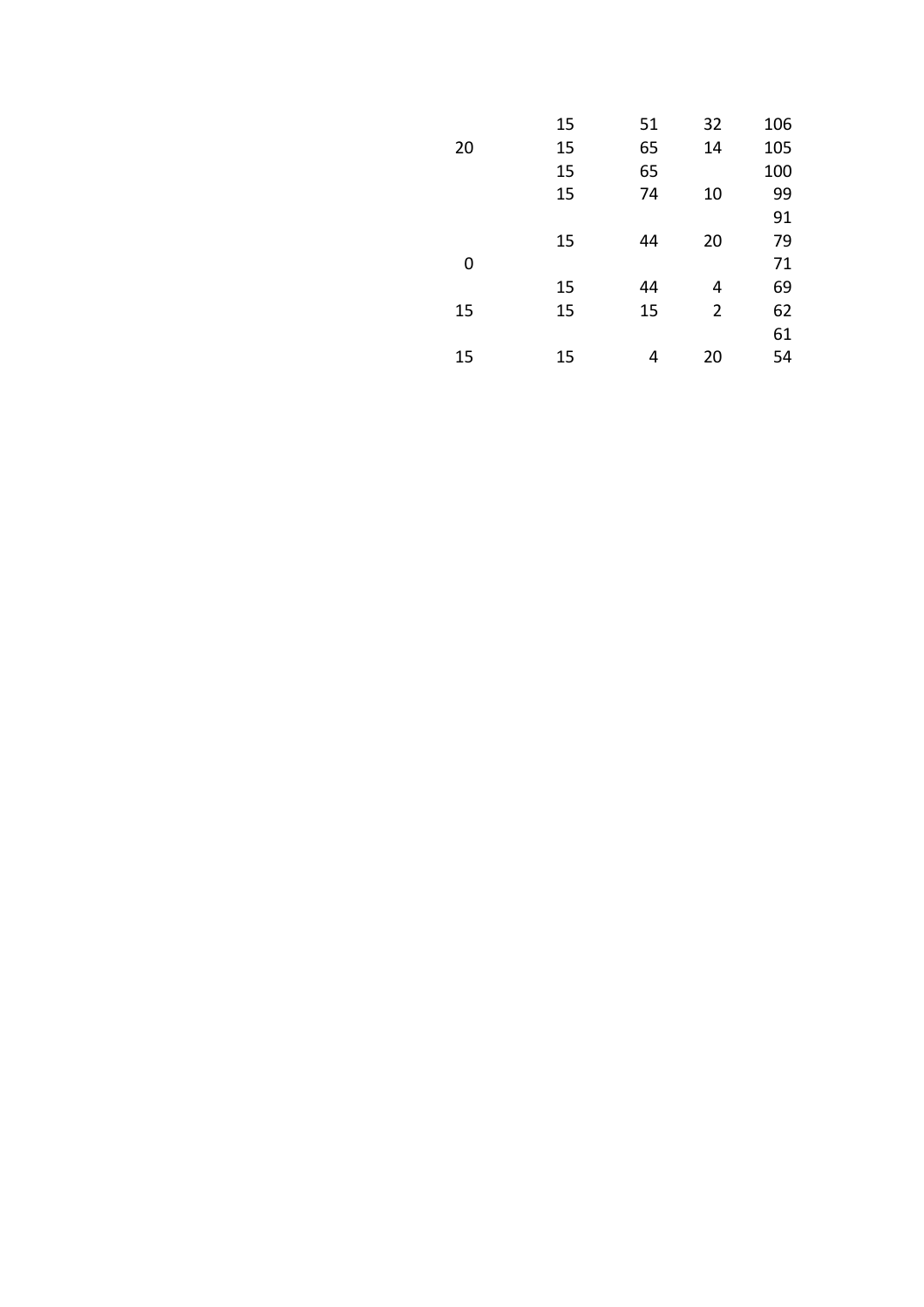|  |  |  |  |  |
|---|---|---|---|---|
|  | 15 | 51 | 32 | 106 |
| 20 | 15 | 65 | 14 | 105 |
|  | 15 | 65 |  | 100 |
|  | 15 | 74 | 10 | 99 |
|  |  |  |  | 91 |
|  | 15 | 44 | 20 | 79 |
| 0 |  |  |  | 71 |
|  | 15 | 44 | 4 | 69 |
| 15 | 15 | 15 | 2 | 62 |
|  |  |  |  | 61 |
| 15 | 15 | 4 | 20 | 54 |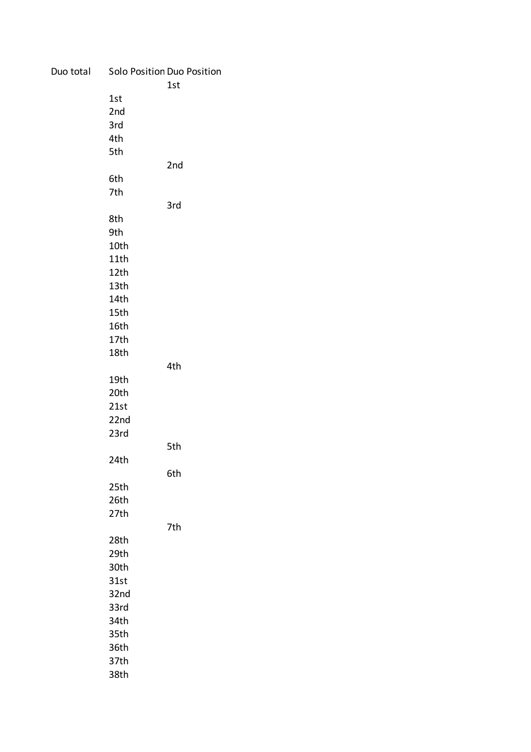| Duo total | Solo Position | Duo Position |
|---|---|---|
| | | 1st |
| | 1st | |
| | 2nd | |
| | 3rd | |
| | 4th | |
| | 5th | |
| | | 2nd |
| | 6th | |
| | 7th | |
| | | 3rd |
| | 8th | |
| | 9th | |
| | 10th | |
| | 11th | |
| | 12th | |
| | 13th | |
| | 14th | |
| | 15th | |
| | 16th | |
| | 17th | |
| | 18th | |
| | | 4th |
| | 19th | |
| | 20th | |
| | 21st | |
| | 22nd | |
| | 23rd | |
| | | 5th |
| | 24th | |
| | | 6th |
| | 25th | |
| | 26th | |
| | 27th | |
| | | 7th |
| | 28th | |
| | 29th | |
| | 30th | |
| | 31st | |
| | 32nd | |
| | 33rd | |
| | 34th | |
| | 35th | |
| | 36th | |
| | 37th | |
| | 38th | |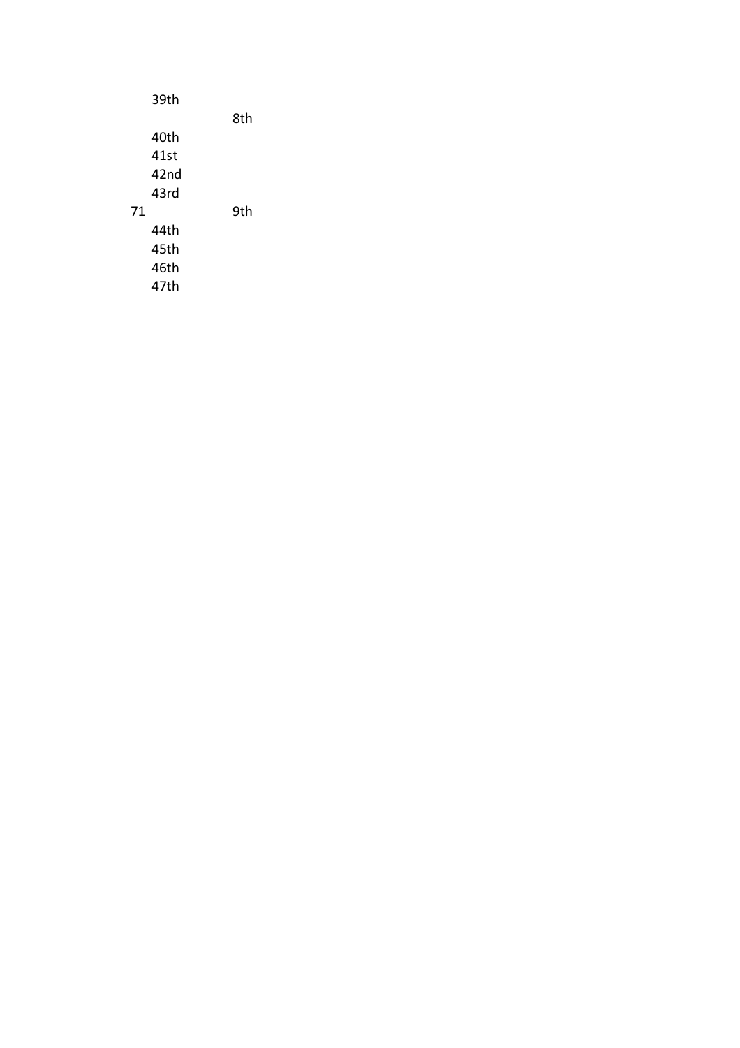| | | |
|---|---|---|
| | 39th | |
| | | 8th |
| | 40th | |
| | 41st | |
| | 42nd | |
| | 43rd | |
| 71 | | 9th |
| | 44th | |
| | 45th | |
| | 46th | |
| | 47th | |